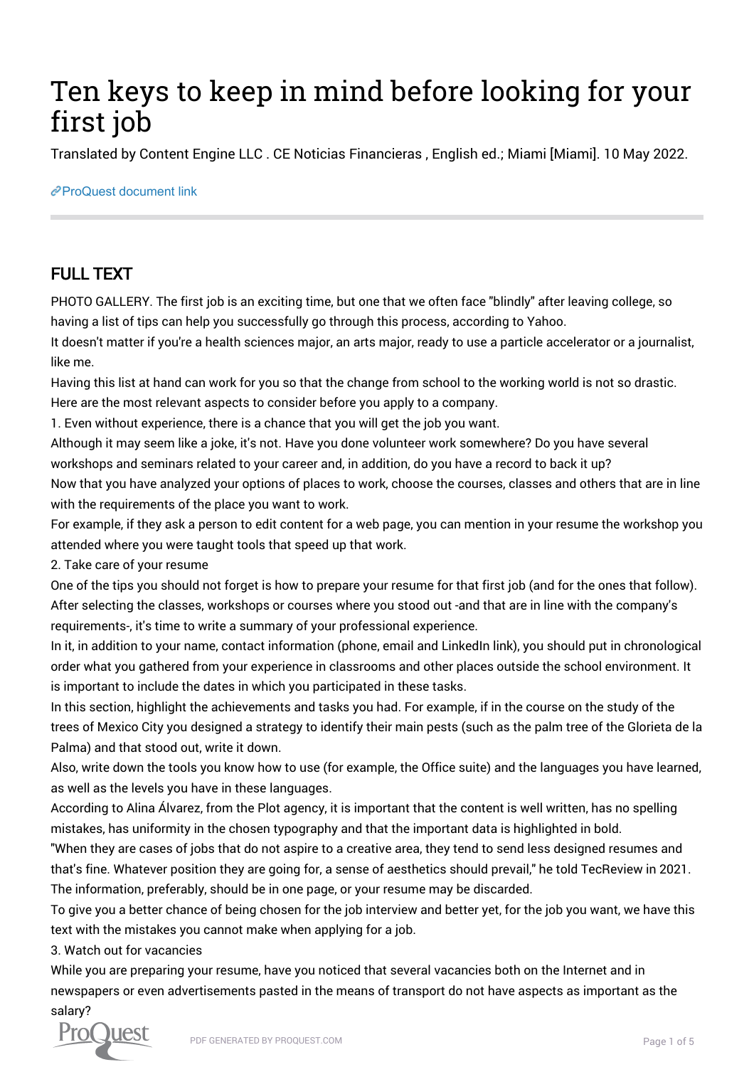# Ten keys to keep in mind before looking for your first job

Translated by Content Engine LLC . CE Noticias Financieras , English ed.; Miami [Miami]. 10 May 2022.

ProQuest document link

## FULL TEXT

PHOTO GALLERY. The first job is an exciting time, but one that we often face "blindly" after leaving college, so having a list of tips can help you successfully go through this process, according to Yahoo.

It doesn't matter if you're a health sciences major, an arts major, ready to use a particle accelerator or a journalist, like me.

Having this list at hand can work for you so that the change from school to the working world is not so drastic.

Here are the most relevant aspects to consider before you apply to a company.

1. Even without experience, there is a chance that you will get the job you want.

Although it may seem like a joke, it's not. Have you done volunteer work somewhere? Do you have several workshops and seminars related to your career and, in addition, do you have a record to back it up?

Now that you have analyzed your options of places to work, choose the courses, classes and others that are in line with the requirements of the place you want to work.

For example, if they ask a person to edit content for a web page, you can mention in your resume the workshop you attended where you were taught tools that speed up that work.

2. Take care of your resume

One of the tips you should not forget is how to prepare your resume for that first job (and for the ones that follow). After selecting the classes, workshops or courses where you stood out -and that are in line with the company's requirements-, it's time to write a summary of your professional experience.

In it, in addition to your name, contact information (phone, email and LinkedIn link), you should put in chronological order what you gathered from your experience in classrooms and other places outside the school environment. It is important to include the dates in which you participated in these tasks.

In this section, highlight the achievements and tasks you had. For example, if in the course on the study of the trees of Mexico City you designed a strategy to identify their main pests (such as the palm tree of the Glorieta de la Palma) and that stood out, write it down.

Also, write down the tools you know how to use (for example, the Office suite) and the languages you have learned, as well as the levels you have in these languages.

According to Alina Álvarez, from the Plot agency, it is important that the content is well written, has no spelling mistakes, has uniformity in the chosen typography and that the important data is highlighted in bold.

"When they are cases of jobs that do not aspire to a creative area, they tend to send less designed resumes and that's fine. Whatever position they are going for, a sense of aesthetics should prevail," he told TecReview in 2021.

The information, preferably, should be in one page, or your resume may be discarded.

To give you a better chance of being chosen for the job interview and better yet, for the job you want, we have this text with the mistakes you cannot make when applying for a job.

3. Watch out for vacancies

While you are preparing your resume, have you noticed that several vacancies both on the Internet and in newspapers or even advertisements pasted in the means of transport do not have aspects as important as the salary?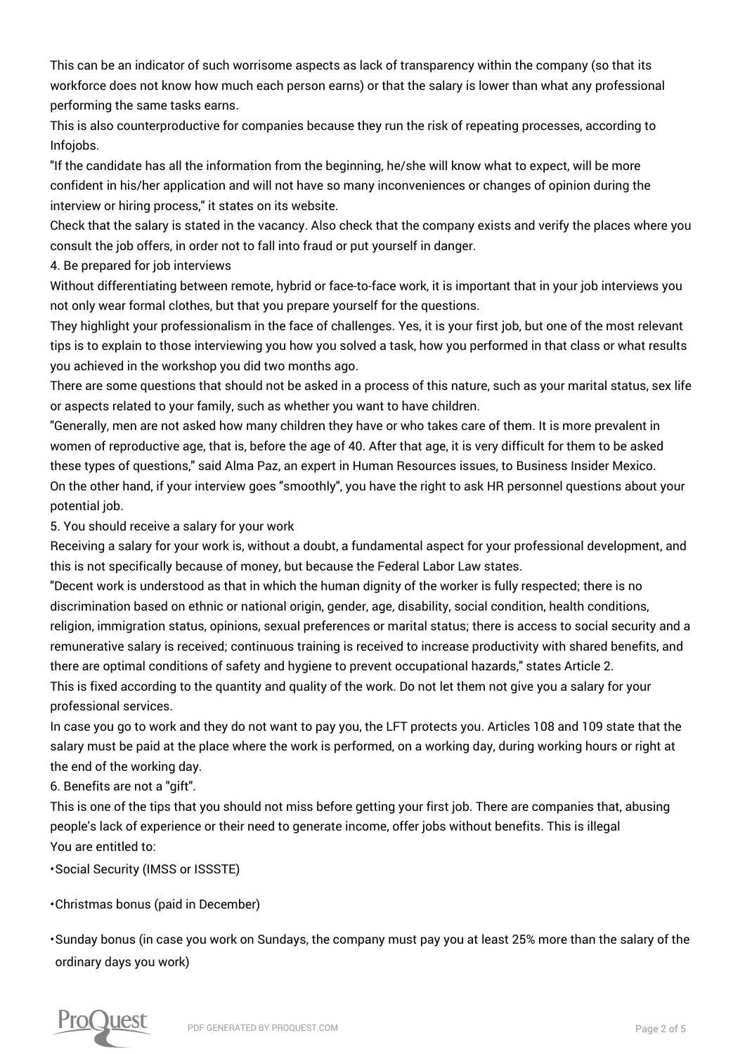This can be an indicator of such worrisome aspects as lack of transparency within the company (so that its workforce does not know how much each person earns) or that the salary is lower than what any professional performing the same tasks earns.

This is also counterproductive for companies because they run the risk of repeating processes, according to Infojobs.

"If the candidate has all the information from the beginning, he/she will know what to expect, will be more confident in his/her application and will not have so many inconveniences or changes of opinion during the interview or hiring process," it states on its website.

Check that the salary is stated in the vacancy. Also check that the company exists and verify the places where you consult the job offers, in order not to fall into fraud or put yourself in danger.

4. Be prepared for job interviews

Without differentiating between remote, hybrid or face-to-face work, it is important that in your job interviews you not only wear formal clothes, but that you prepare yourself for the questions.

They highlight your professionalism in the face of challenges. Yes, it is your first job, but one of the most relevant tips is to explain to those interviewing you how you solved a task, how you performed in that class or what results you achieved in the workshop you did two months ago.

There are some questions that should not be asked in a process of this nature, such as your marital status, sex life or aspects related to your family, such as whether you want to have children.

"Generally, men are not asked how many children they have or who takes care of them. It is more prevalent in women of reproductive age, that is, before the age of 40. After that age, it is very difficult for them to be asked these types of questions," said Alma Paz, an expert in Human Resources issues, to Business Insider Mexico.

On the other hand, if your interview goes "smoothly", you have the right to ask HR personnel questions about your potential job.

5. You should receive a salary for your work

Receiving a salary for your work is, without a doubt, a fundamental aspect for your professional development, and this is not specifically because of money, but because the Federal Labor Law states.

"Decent work is understood as that in which the human dignity of the worker is fully respected; there is no discrimination based on ethnic or national origin, gender, age, disability, social condition, health conditions, religion, immigration status, opinions, sexual preferences or marital status; there is access to social security and a remunerative salary is received; continuous training is received to increase productivity with shared benefits, and there are optimal conditions of safety and hygiene to prevent occupational hazards," states Article 2.

This is fixed according to the quantity and quality of the work. Do not let them not give you a salary for your professional services.

In case you go to work and they do not want to pay you, the LFT protects you. Articles 108 and 109 state that the salary must be paid at the place where the work is performed, on a working day, during working hours or right at the end of the working day.

6. Benefits are not a "gift".

This is one of the tips that you should not miss before getting your first job. There are companies that, abusing people's lack of experience or their need to generate income, offer jobs without benefits. This is illegal

You are entitled to:

- Social Security (IMSS or ISSSTE)
- Christmas bonus (paid in December)
- Sunday bonus (in case you work on Sundays, the company must pay you at least 25% more than the salary of the ordinary days you work)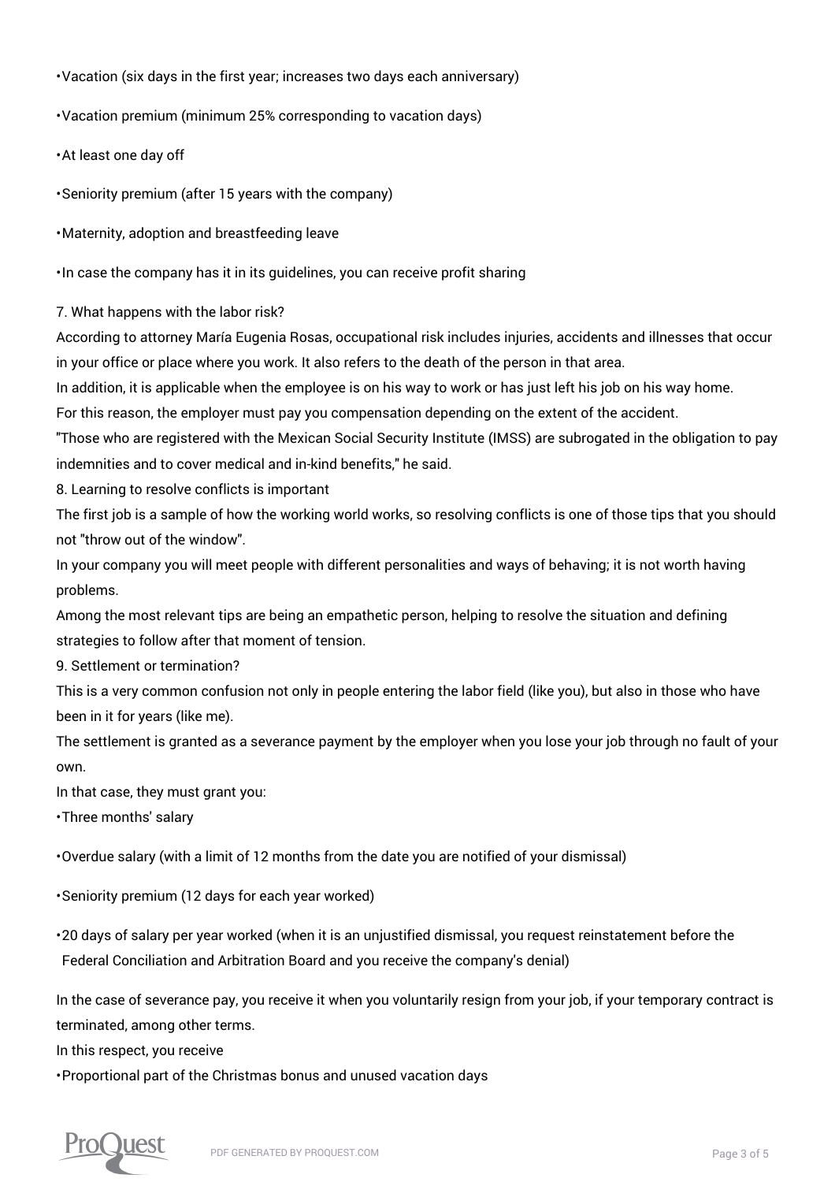- Vacation (six days in the first year; increases two days each anniversary)
- Vacation premium (minimum 25% corresponding to vacation days)
- At least one day off
- Seniority premium (after 15 years with the company)
- Maternity, adoption and breastfeeding leave
- In case the company has it in its guidelines, you can receive profit sharing

7. What happens with the labor risk?

According to attorney María Eugenia Rosas, occupational risk includes injuries, accidents and illnesses that occur in your office or place where you work. It also refers to the death of the person in that area.

In addition, it is applicable when the employee is on his way to work or has just left his job on his way home.

For this reason, the employer must pay you compensation depending on the extent of the accident.

"Those who are registered with the Mexican Social Security Institute (IMSS) are subrogated in the obligation to pay indemnities and to cover medical and in-kind benefits," he said.

8. Learning to resolve conflicts is important

The first job is a sample of how the working world works, so resolving conflicts is one of those tips that you should not "throw out of the window".

In your company you will meet people with different personalities and ways of behaving; it is not worth having problems.

Among the most relevant tips are being an empathetic person, helping to resolve the situation and defining strategies to follow after that moment of tension.

9. Settlement or termination?

This is a very common confusion not only in people entering the labor field (like you), but also in those who have been in it for years (like me).

The settlement is granted as a severance payment by the employer when you lose your job through no fault of your own.

In that case, they must grant you:

- Three months' salary
- Overdue salary (with a limit of 12 months from the date you are notified of your dismissal)
- Seniority premium (12 days for each year worked)
- 20 days of salary per year worked (when it is an unjustified dismissal, you request reinstatement before the Federal Conciliation and Arbitration Board and you receive the company's denial)

In the case of severance pay, you receive it when you voluntarily resign from your job, if your temporary contract is terminated, among other terms.

In this respect, you receive

- Proportional part of the Christmas bonus and unused vacation days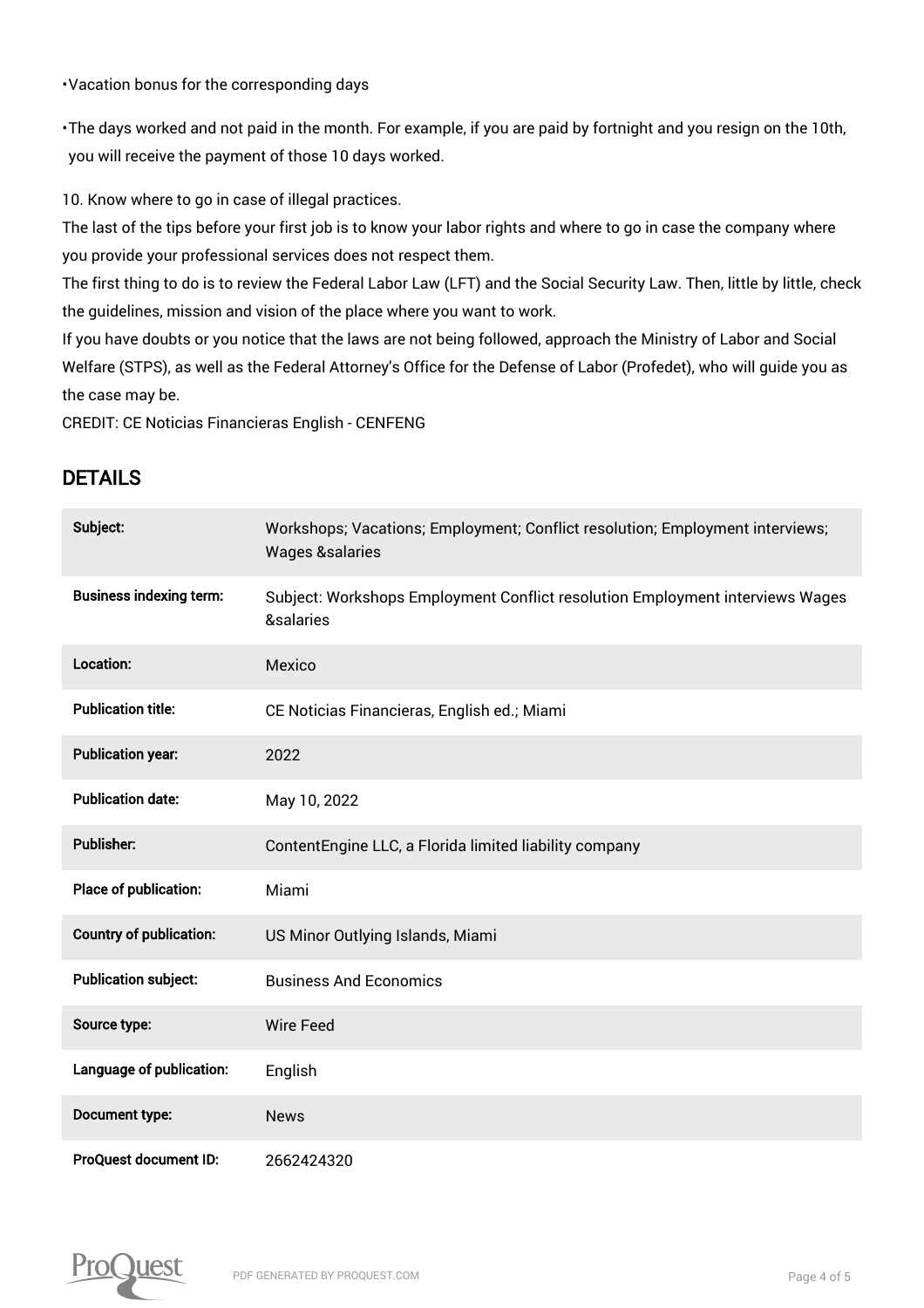- Vacation bonus for the corresponding days
- The days worked and not paid in the month. For example, if you are paid by fortnight and you resign on the 10th, you will receive the payment of those 10 days worked.

10. Know where to go in case of illegal practices.

The last of the tips before your first job is to know your labor rights and where to go in case the company where you provide your professional services does not respect them.

The first thing to do is to review the Federal Labor Law (LFT) and the Social Security Law. Then, little by little, check the guidelines, mission and vision of the place where you want to work.

If you have doubts or you notice that the laws are not being followed, approach the Ministry of Labor and Social Welfare (STPS), as well as the Federal Attorney's Office for the Defense of Labor (Profedet), who will guide you as the case may be.

CREDIT: CE Noticias Financieras English - CENFENG

## DETAILS

| | |
|---|---|
| **Subject:** | Workshops; Vacations; Employment; Conflict resolution; Employment interviews; Wages &salaries |
| **Business indexing term:** | Subject: Workshops Employment Conflict resolution Employment interviews Wages &salaries |
| **Location:** | Mexico |
| **Publication title:** | CE Noticias Financieras, English ed.; Miami |
| **Publication year:** | 2022 |
| **Publication date:** | May 10, 2022 |
| **Publisher:** | ContentEngine LLC, a Florida limited liability company |
| **Place of publication:** | Miami |
| **Country of publication:** | US Minor Outlying Islands, Miami |
| **Publication subject:** | Business And Economics |
| **Source type:** | Wire Feed |
| **Language of publication:** | English |
| **Document type:** | News |
| **ProQuest document ID:** | 2662424320 |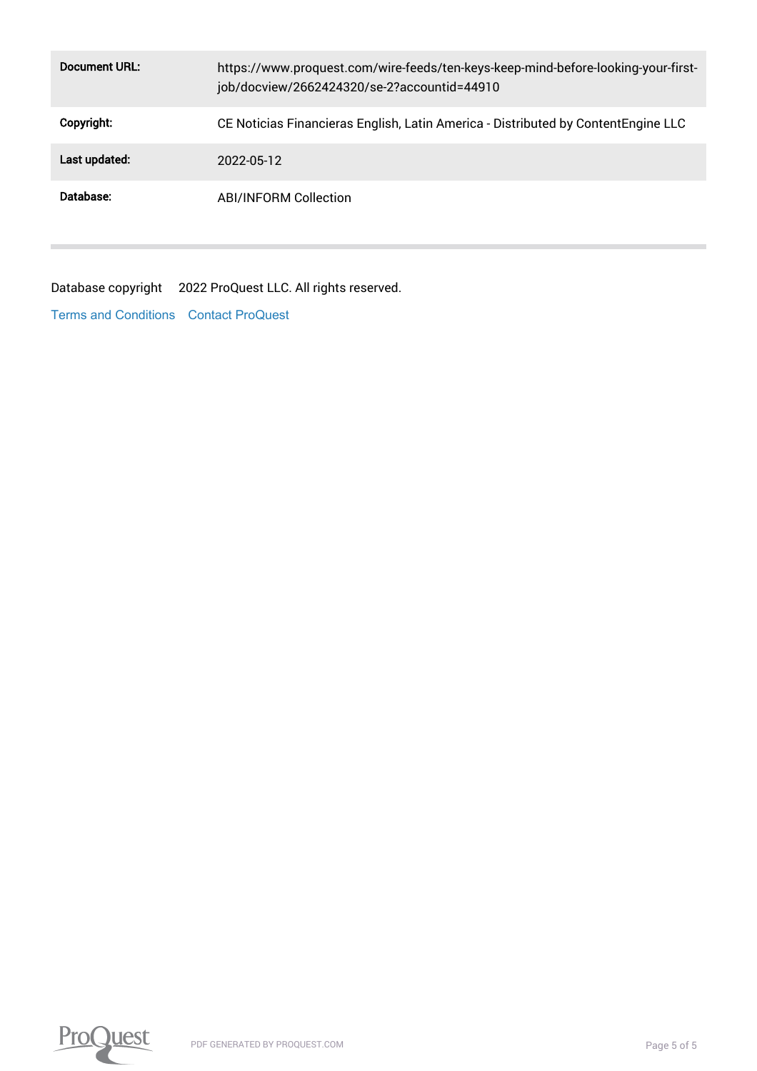| | |
|---|---|
| **Document URL:** | https://www.proquest.com/wire-feeds/ten-keys-keep-mind-before-looking-your-first-job/docview/2662424320/se-2?accountid=44910 |
| **Copyright:** | CE Noticias Financieras English, Latin America - Distributed by ContentEngine LLC |
| **Last updated:** | 2022-05-12 |
| **Database:** | ABI/INFORM Collection |

Database copyright 2022 ProQuest LLC. All rights reserved.

Terms and Conditions Contact ProQuest